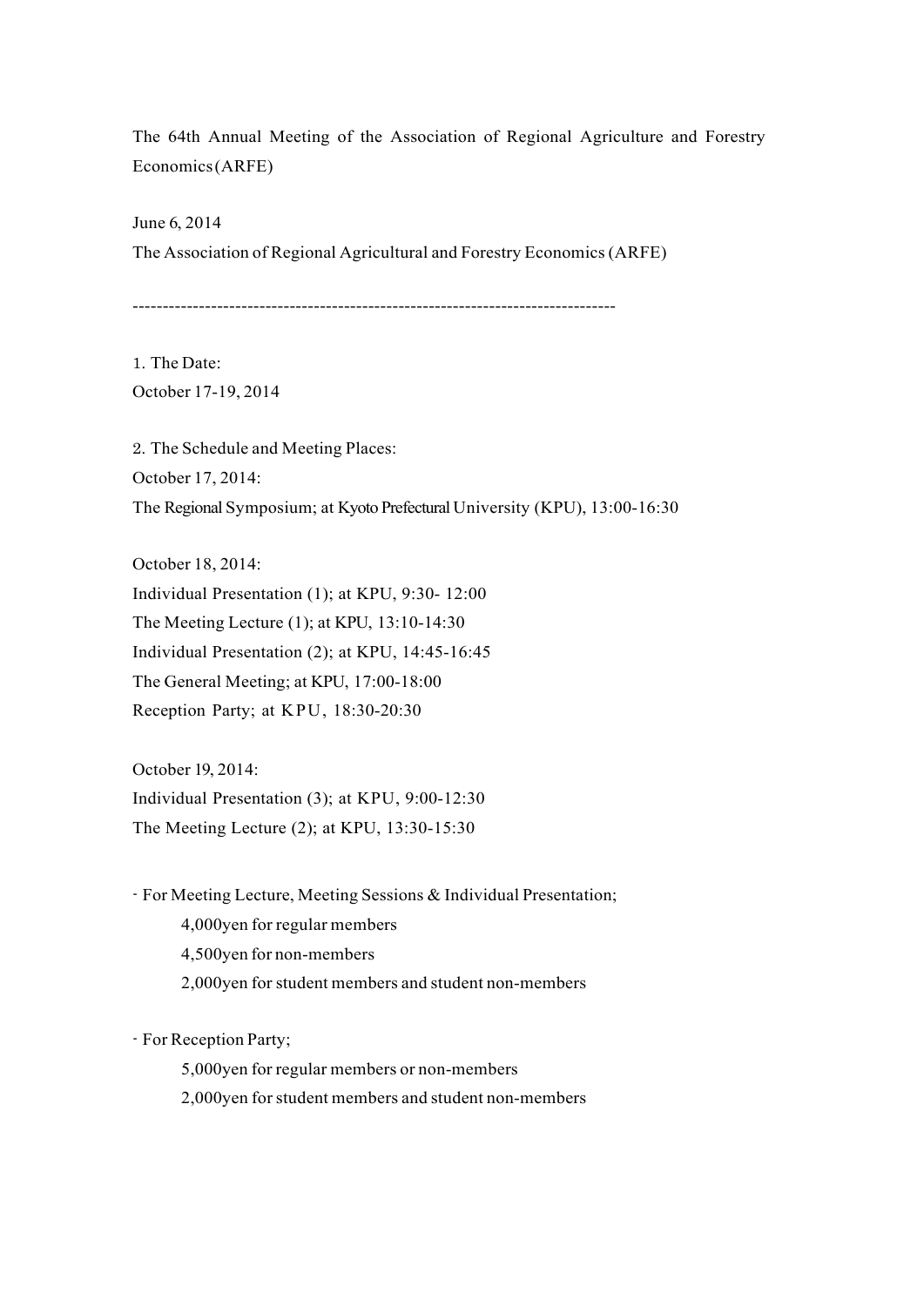# The 64th Annual Meeting of the Association of Regional Agriculture and Forestry Economics(ARFE)

June 6, 2014

The Association of Regional Agricultural and Forestry Economics (ARFE)

--------------------------------------------------------------------------------

1. The Date:

October 17-19, 2014

2. The Schedule and Meeting Places:

October 17, 2014:

The Regional Symposium; at Kyoto Prefectural University (KPU), 13:00-16:30

October 18, 2014:

Individual Presentation (1); at KPU, 9:30- 12:00

The Meeting Lecture (1); at KPU, 13:10-14:30

Individual Presentation (2); at KPU, 14:45-16:45

The General Meeting; at KPU, 17:00-18:00

Reception Party; at KPU, 18:30-20:30

October 19, 2014:

Individual Presentation (3); at KPU, 9:00-12:30

The Meeting Lecture (2); at KPU, 13:30-15:30

- For Meeting Lecture, Meeting Sessions & Individual Presentation;
  - 4,000yen for regular members
  - 4,500yen for non-members
  - 2,000yen for student members and student non-members

- For Reception Party;
  - 5,000yen for regular members or non-members
  - 2,000yen for student members and student non-members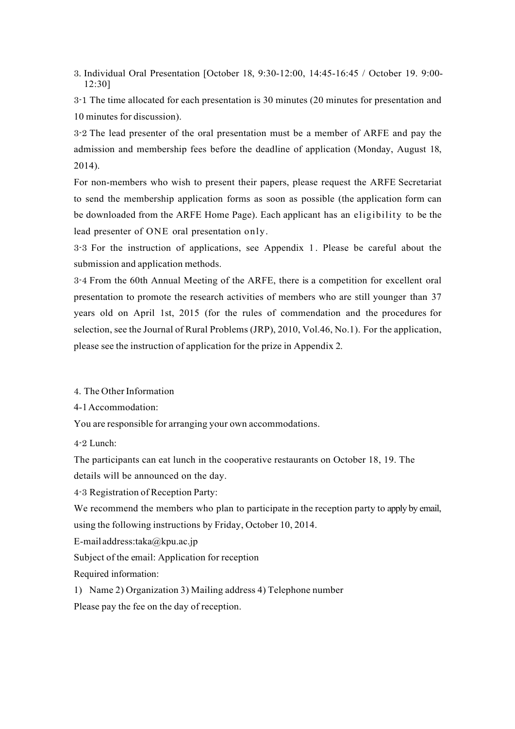3. Individual Oral Presentation [October 18, 9:30-12:00, 14:45-16:45 / October 19. 9:00-12:30]

3-1 The time allocated for each presentation is 30 minutes (20 minutes for presentation and 10 minutes for discussion).

3-2 The lead presenter of the oral presentation must be a member of ARFE and pay the admission and membership fees before the deadline of application (Monday, August 18, 2014).

For non-members who wish to present their papers, please request the ARFE Secretariat to send the membership application forms as soon as possible (the application form can be downloaded from the ARFE Home Page). Each applicant has an eligibility to be the lead presenter of ONE oral presentation only.

3-3 For the instruction of applications, see Appendix 1. Please be careful about the submission and application methods.

3-4 From the 60th Annual Meeting of the ARFE, there is a competition for excellent oral presentation to promote the research activities of members who are still younger than 37 years old on April 1st, 2015 (for the rules of commendation and the procedures for selection, see the Journal of Rural Problems (JRP), 2010, Vol.46, No.1). For the application, please see the instruction of application for the prize in Appendix 2.

4. The Other Information

4-1 Accommodation:

You are responsible for arranging your own accommodations.

4-2 Lunch:

The participants can eat lunch in the cooperative restaurants on October 18, 19. The details will be announced on the day.

4-3 Registration of Reception Party:

We recommend the members who plan to participate in the reception party to apply by email, using the following instructions by Friday, October 10, 2014.

E-mail address:taka@kpu.ac.jp

Subject of the email: Application for reception

Required information:

1) Name 2) Organization 3) Mailing address 4) Telephone number

Please pay the fee on the day of reception.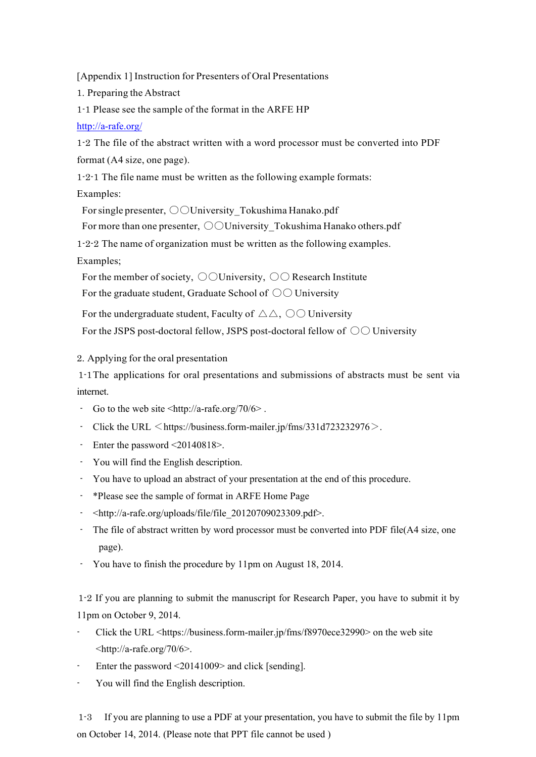[Appendix 1] Instruction for Presenters of Oral Presentations

1. Preparing the Abstract

1-1 Please see the sample of the format in the ARFE HP

http://a-rafe.org/

1-2 The file of the abstract written with a word processor must be converted into PDF format (A4 size, one page).

1-2-1 The file name must be written as the following example formats:

Examples:

For single presenter, ○○University_Tokushima Hanako.pdf

For more than one presenter, ○○University_Tokushima Hanako others.pdf

1-2-2 The name of organization must be written as the following examples.

Examples;

For the member of society, ○○University, ○○ Research Institute

For the graduate student, Graduate School of ○○ University

For the undergraduate student, Faculty of △△, ○○ University

For the JSPS post-doctoral fellow, JSPS post-doctoral fellow of ○○ University

2. Applying for the oral presentation

1-1 The applications for oral presentations and submissions of abstracts must be sent via internet.

- Go to the web site <http://a-rafe.org/70/6> .
- Click the URL ＜https://business.form-mailer.jp/fms/331d723232976＞.
- Enter the password <20140818>.
- You will find the English description.
- You have to upload an abstract of your presentation at the end of this procedure.
- *Please see the sample of format in ARFE Home Page
- <http://a-rafe.org/uploads/file/file_20120709023309.pdf>.
- The file of abstract written by word processor must be converted into PDF file(A4 size, one page).
- You have to finish the procedure by 11pm on August 18, 2014.

1-2 If you are planning to submit the manuscript for Research Paper, you have to submit it by 11pm on October 9, 2014.

- Click the URL <https://business.form-mailer.jp/fms/f8970ece32990> on the web site <http://a-rafe.org/70/6>.
- Enter the password <20141009> and click [sending].
- You will find the English description.

1-3 If you are planning to use a PDF at your presentation, you have to submit the file by 11pm on October 14, 2014. (Please note that PPT file cannot be used )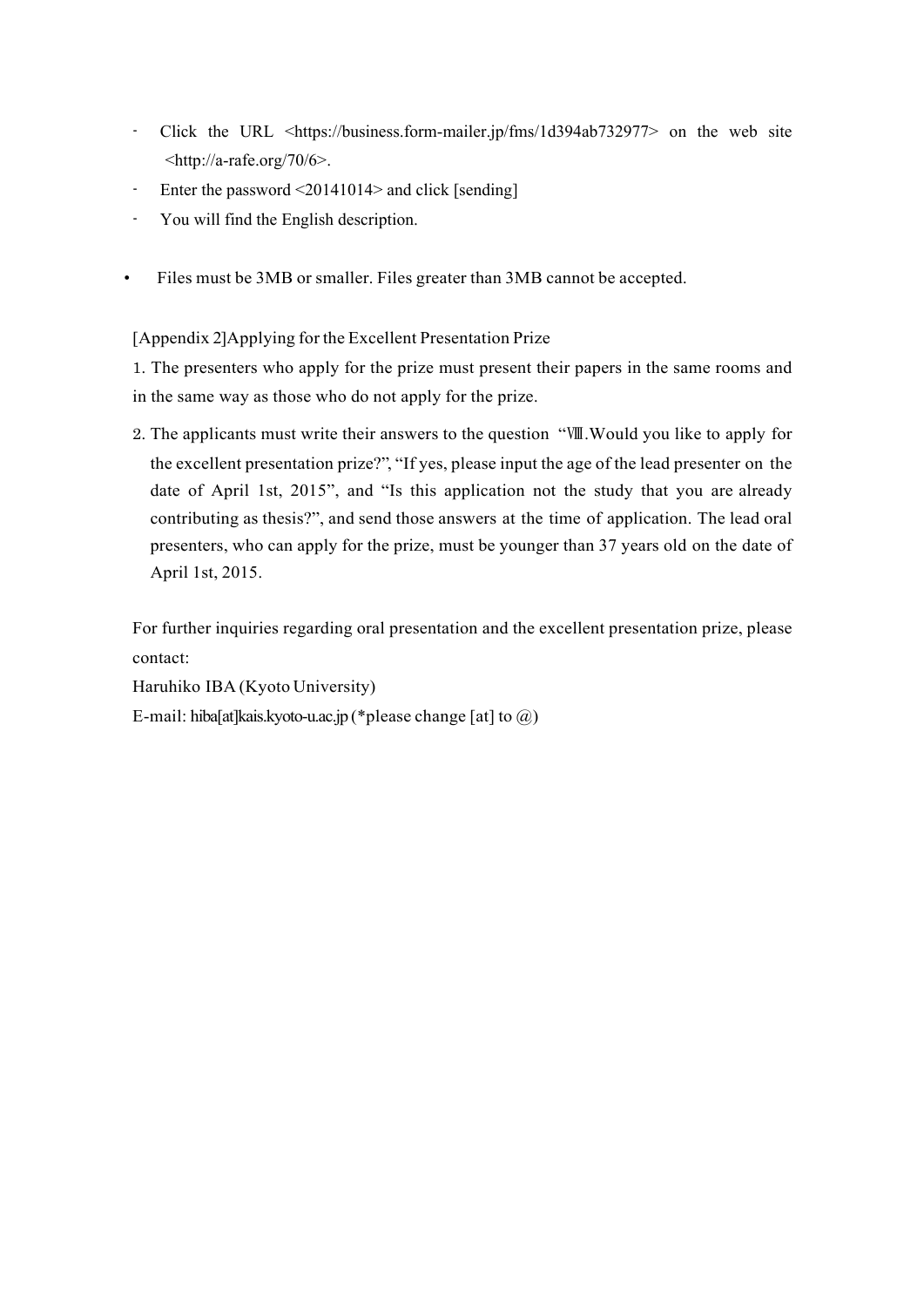- Click the URL <https://business.form-mailer.jp/fms/1d394ab732977> on the web site <http://a-rafe.org/70/6>.
- Enter the password <20141014> and click [sending]
- You will find the English description.

• Files must be 3MB or smaller. Files greater than 3MB cannot be accepted.

[Appendix 2]Applying for the Excellent Presentation Prize

1. The presenters who apply for the prize must present their papers in the same rooms and in the same way as those who do not apply for the prize.
2. The applicants must write their answers to the question "Ⅷ.Would you like to apply for the excellent presentation prize?", "If yes, please input the age of the lead presenter on the date of April 1st, 2015", and "Is this application not the study that you are already contributing as thesis?", and send those answers at the time of application. The lead oral presenters, who can apply for the prize, must be younger than 37 years old on the date of April 1st, 2015.

For further inquiries regarding oral presentation and the excellent presentation prize, please contact:

Haruhiko IBA (Kyoto University)

E-mail: hiba[at]kais.kyoto-u.ac.jp (*please change [at] to @)